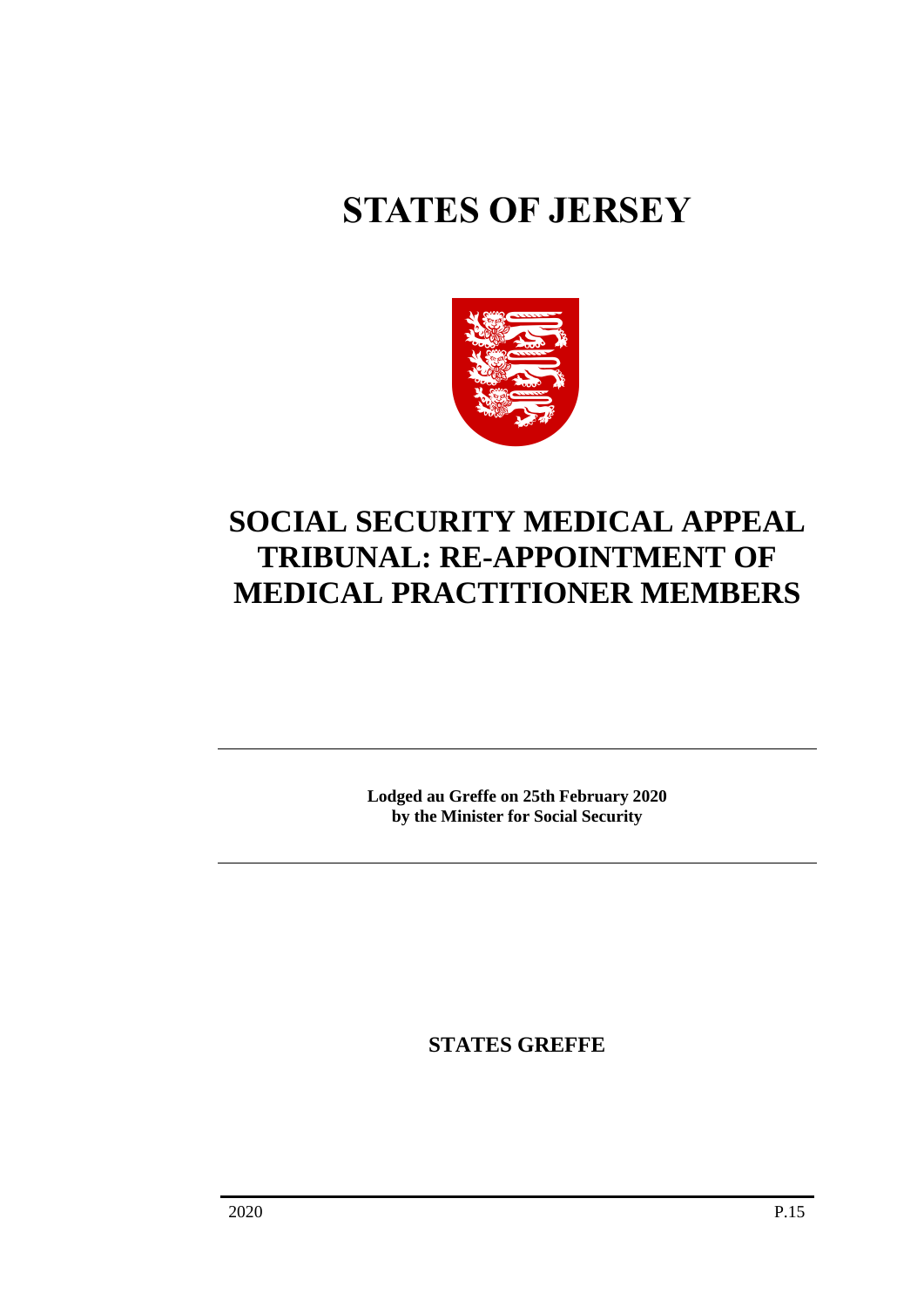# STATES OF JERSEY

# SOCIAL SECURITY MEDICAL APPEAL TRIBUNAL: RE-APPOINTMENT OF MEDICAL PRACTITIONER MEMBERS

**Lodged au Greffe on 25th February 2020**
**by the Minister for Social Security**

**STATES GREFFE**

2020 P.15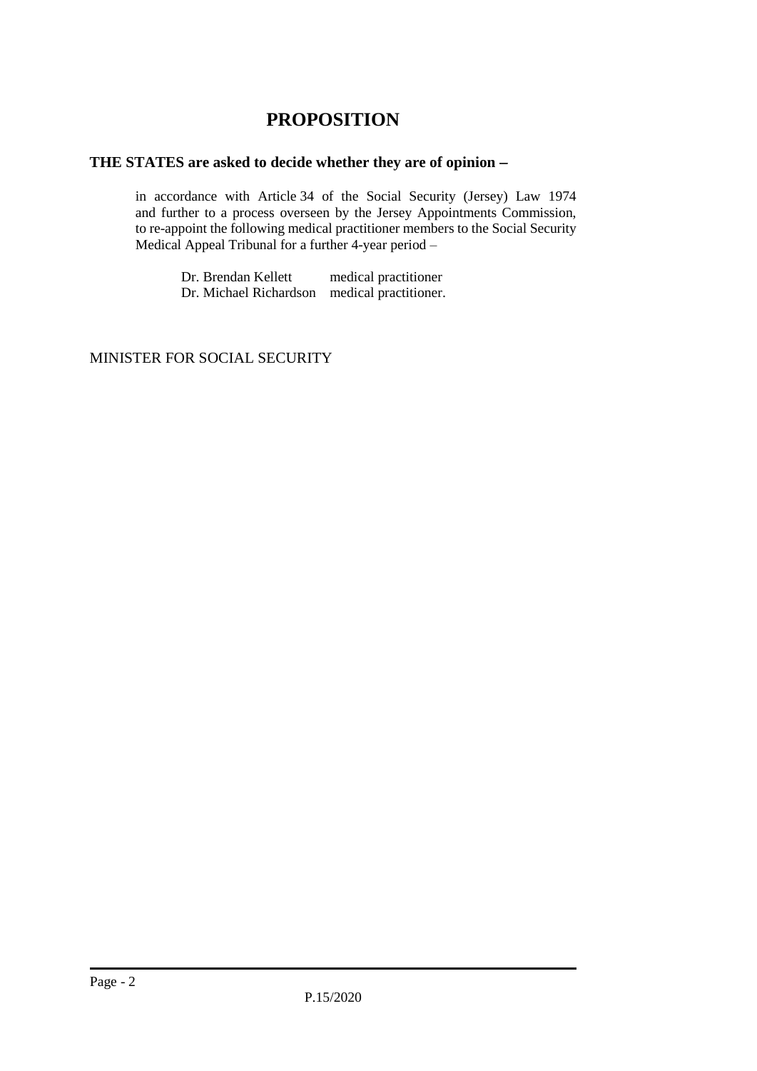# PROPOSITION

**THE STATES are asked to decide whether they are of opinion** −

in accordance with Article 34 of the Social Security (Jersey) Law 1974 and further to a process overseen by the Jersey Appointments Commission, to re-appoint the following medical practitioner members to the Social Security Medical Appeal Tribunal for a further 4-year period –

| | |
|---|---|
| Dr. Brendan Kellett | medical practitioner |
| Dr. Michael Richardson | medical practitioner. |

MINISTER FOR SOCIAL SECURITY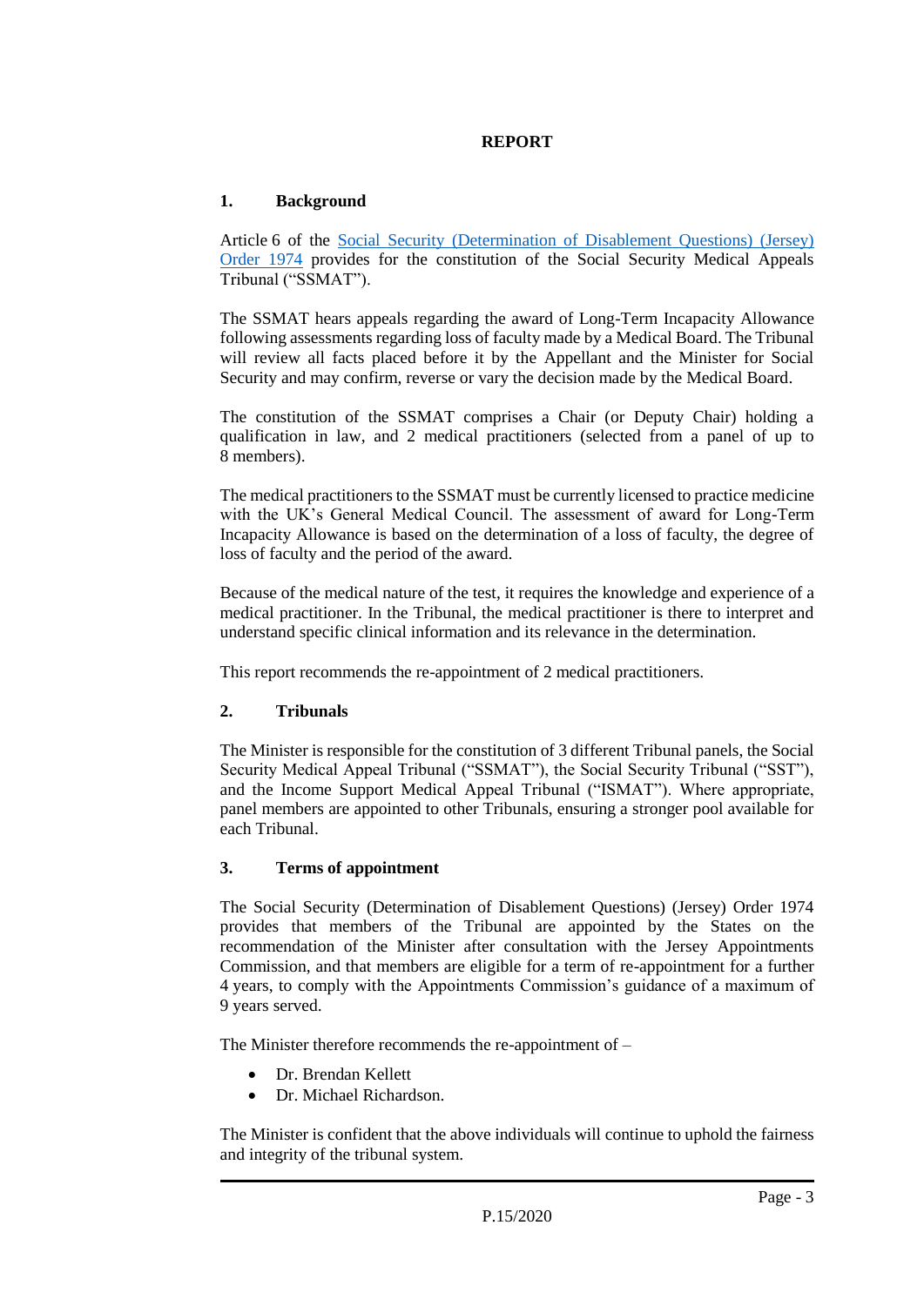# REPORT

## 1. Background

Article 6 of the [Social Security (Determination of Disablement Questions) (Jersey) Order 1974](#) provides for the constitution of the Social Security Medical Appeals Tribunal ("SSMAT").

The SSMAT hears appeals regarding the award of Long-Term Incapacity Allowance following assessments regarding loss of faculty made by a Medical Board. The Tribunal will review all facts placed before it by the Appellant and the Minister for Social Security and may confirm, reverse or vary the decision made by the Medical Board.

The constitution of the SSMAT comprises a Chair (or Deputy Chair) holding a qualification in law, and 2 medical practitioners (selected from a panel of up to 8 members).

The medical practitioners to the SSMAT must be currently licensed to practice medicine with the UK's General Medical Council. The assessment of award for Long-Term Incapacity Allowance is based on the determination of a loss of faculty, the degree of loss of faculty and the period of the award.

Because of the medical nature of the test, it requires the knowledge and experience of a medical practitioner. In the Tribunal, the medical practitioner is there to interpret and understand specific clinical information and its relevance in the determination.

This report recommends the re-appointment of 2 medical practitioners.

## 2. Tribunals

The Minister is responsible for the constitution of 3 different Tribunal panels, the Social Security Medical Appeal Tribunal ("SSMAT"), the Social Security Tribunal ("SST"), and the Income Support Medical Appeal Tribunal ("ISMAT"). Where appropriate, panel members are appointed to other Tribunals, ensuring a stronger pool available for each Tribunal.

## 3. Terms of appointment

The Social Security (Determination of Disablement Questions) (Jersey) Order 1974 provides that members of the Tribunal are appointed by the States on the recommendation of the Minister after consultation with the Jersey Appointments Commission, and that members are eligible for a term of re-appointment for a further 4 years, to comply with the Appointments Commission's guidance of a maximum of 9 years served.

The Minister therefore recommends the re-appointment of –

- Dr. Brendan Kellett
- Dr. Michael Richardson.

The Minister is confident that the above individuals will continue to uphold the fairness and integrity of the tribunal system.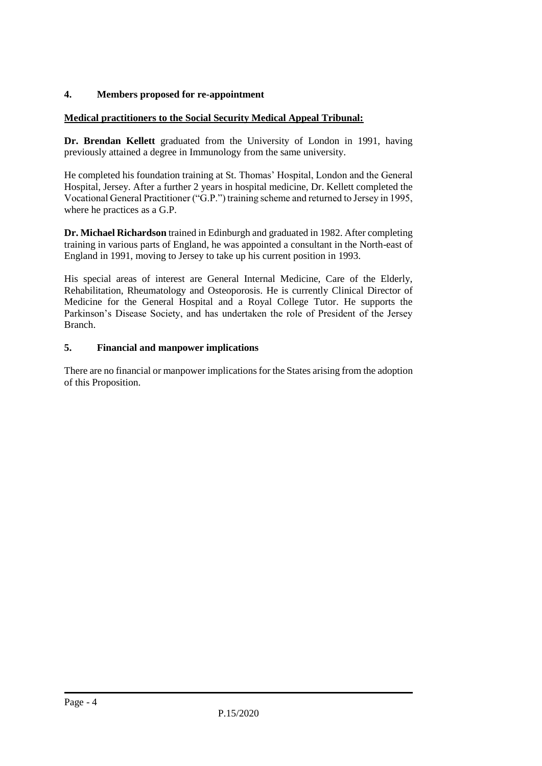## 4. Members proposed for re-appointment

**Medical practitioners to the Social Security Medical Appeal Tribunal:**

**Dr. Brendan Kellett** graduated from the University of London in 1991, having previously attained a degree in Immunology from the same university.

He completed his foundation training at St. Thomas' Hospital, London and the General Hospital, Jersey. After a further 2 years in hospital medicine, Dr. Kellett completed the Vocational General Practitioner ("G.P.") training scheme and returned to Jersey in 1995, where he practices as a G.P.

**Dr. Michael Richardson** trained in Edinburgh and graduated in 1982. After completing training in various parts of England, he was appointed a consultant in the North-east of England in 1991, moving to Jersey to take up his current position in 1993.

His special areas of interest are General Internal Medicine, Care of the Elderly, Rehabilitation, Rheumatology and Osteoporosis. He is currently Clinical Director of Medicine for the General Hospital and a Royal College Tutor. He supports the Parkinson's Disease Society, and has undertaken the role of President of the Jersey Branch.

## 5. Financial and manpower implications

There are no financial or manpower implications for the States arising from the adoption of this Proposition.